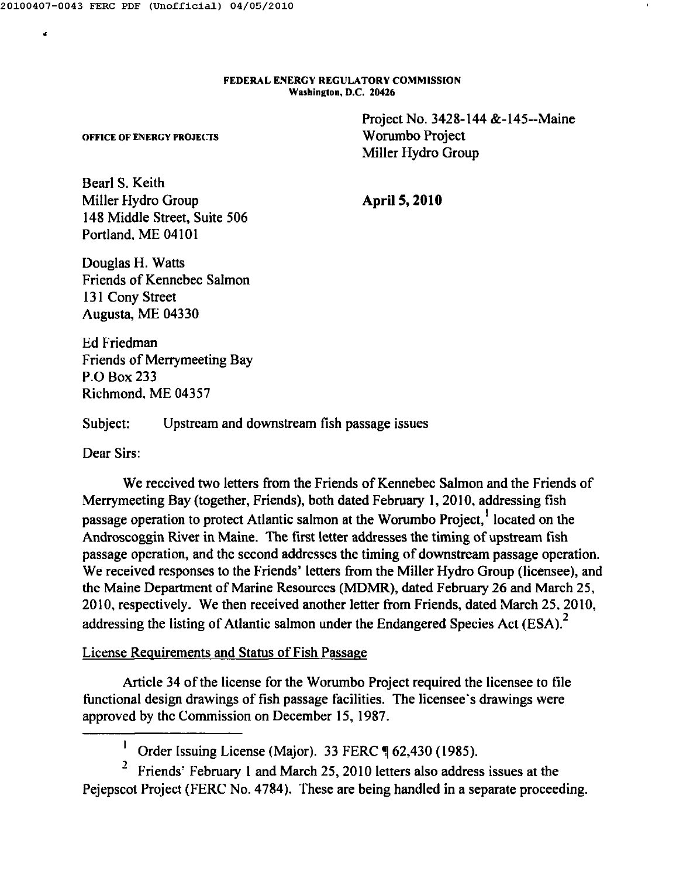**FEDERAL ENERGY REGULATORY COMMISSION**
**Washington, D.C. 20426**

OFFICE OF ENERGY PROJECTS

Project No. 3428-144 &-145--Maine
Worumbo Project
Miller Hydro Group

**April 5, 2010**

Bearl S. Keith
Miller Hydro Group
148 Middle Street, Suite 506
Portland, ME 04101

Douglas H. Watts
Friends of Kennebec Salmon
131 Cony Street
Augusta, ME 04330

Ed Friedman
Friends of Merrymeeting Bay
P.O Box 233
Richmond, ME 04357

Subject: Upstream and downstream fish passage issues

Dear Sirs:

We received two letters from the Friends of Kennebec Salmon and the Friends of Merrymeeting Bay (together, Friends), both dated February 1, 2010, addressing fish passage operation to protect Atlantic salmon at the Worumbo Project,[1] located on the Androscoggin River in Maine. The first letter addresses the timing of upstream fish passage operation, and the second addresses the timing of downstream passage operation. We received responses to the Friends' letters from the Miller Hydro Group (licensee), and the Maine Department of Marine Resources (MDMR), dated February 26 and March 25, 2010, respectively. We then received another letter from Friends, dated March 25, 2010, addressing the listing of Atlantic salmon under the Endangered Species Act (ESA).[2]

License Requirements and Status of Fish Passage

Article 34 of the license for the Worumbo Project required the licensee to file functional design drawings of fish passage facilities. The licensee's drawings were approved by the Commission on December 15, 1987.

[1] Order Issuing License (Major). 33 FERC ¶ 62,430 (1985).

[2] Friends' February 1 and March 25, 2010 letters also address issues at the Pejepscot Project (FERC No. 4784). These are being handled in a separate proceeding.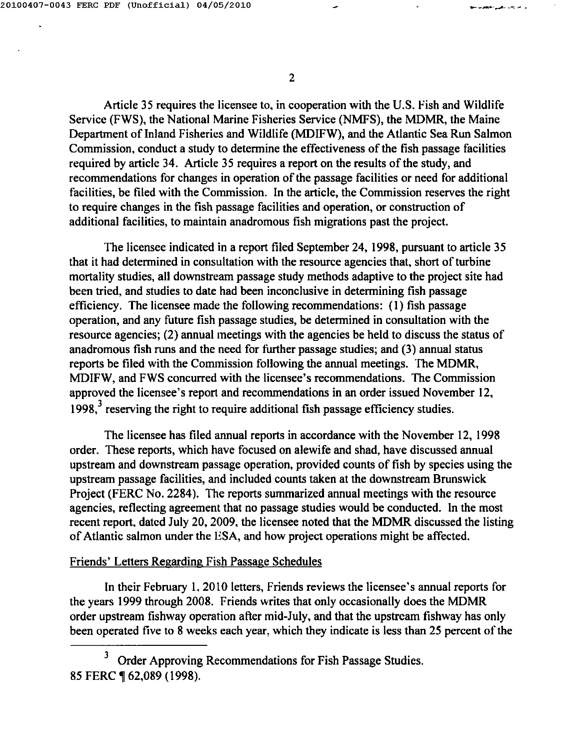Article 35 requires the licensee to, in cooperation with the U.S. Fish and Wildlife Service (FWS), the National Marine Fisheries Service (NMFS), the MDMR, the Maine Department of Inland Fisheries and Wildlife (MDIFW), and the Atlantic Sea Run Salmon Commission, conduct a study to determine the effectiveness of the fish passage facilities required by article 34. Article 35 requires a report on the results of the study, and recommendations for changes in operation of the passage facilities or need for additional facilities, be filed with the Commission. In the article, the Commission reserves the right to require changes in the fish passage facilities and operation, or construction of additional facilities, to maintain anadromous fish migrations past the project.

The licensee indicated in a report filed September 24, 1998, pursuant to article 35 that it had determined in consultation with the resource agencies that, short of turbine mortality studies, all downstream passage study methods adaptive to the project site had been tried, and studies to date had been inconclusive in determining fish passage efficiency. The licensee made the following recommendations: (1) fish passage operation, and any future fish passage studies, be determined in consultation with the resource agencies; (2) annual meetings with the agencies be held to discuss the status of anadromous fish runs and the need for further passage studies; and (3) annual status reports be filed with the Commission following the annual meetings. The MDMR, MDIFW, and FWS concurred with the licensee's recommendations. The Commission approved the licensee's report and recommendations in an order issued November 12, 1998,[3] reserving the right to require additional fish passage efficiency studies.

The licensee has filed annual reports in accordance with the November 12, 1998 order. These reports, which have focused on alewife and shad, have discussed annual upstream and downstream passage operation, provided counts of fish by species using the upstream passage facilities, and included counts taken at the downstream Brunswick Project (FERC No. 2284). The reports summarized annual meetings with the resource agencies, reflecting agreement that no passage studies would be conducted. In the most recent report, dated July 20, 2009, the licensee noted that the MDMR discussed the listing of Atlantic salmon under the ESA, and how project operations might be affected.

Friends' Letters Regarding Fish Passage Schedules

In their February 1, 2010 letters, Friends reviews the licensee's annual reports for the years 1999 through 2008. Friends writes that only occasionally does the MDMR order upstream fishway operation after mid-July, and that the upstream fishway has only been operated five to 8 weeks each year, which they indicate is less than 25 percent of the

---

[3] Order Approving Recommendations for Fish Passage Studies. 85 FERC ¶ 62,089 (1998).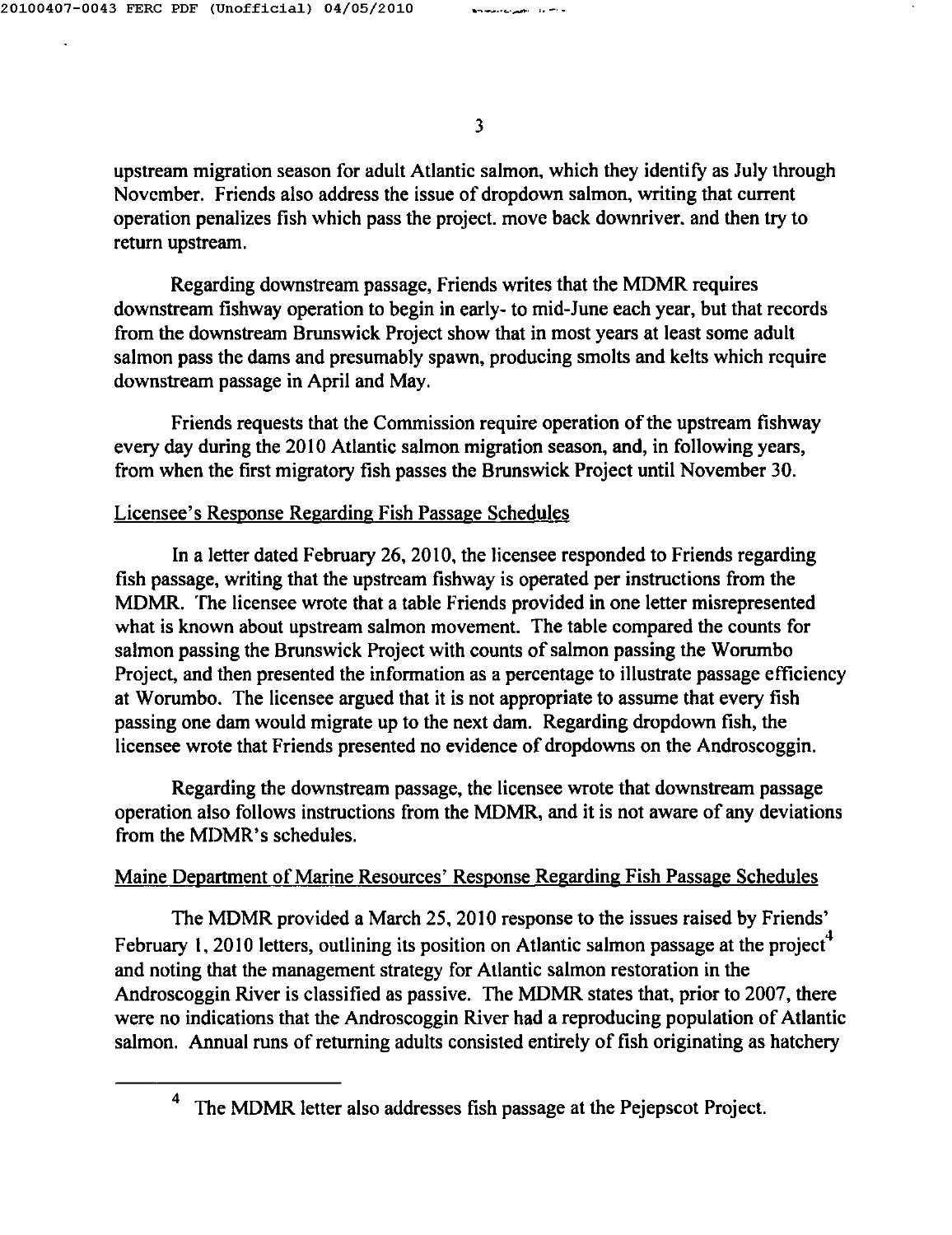upstream migration season for adult Atlantic salmon, which they identify as July through November. Friends also address the issue of dropdown salmon, writing that current operation penalizes fish which pass the project. move back downriver. and then try to return upstream.

Regarding downstream passage, Friends writes that the MDMR requires downstream fishway operation to begin in early- to mid-June each year, but that records from the downstream Brunswick Project show that in most years at least some adult salmon pass the dams and presumably spawn, producing smolts and kelts which require downstream passage in April and May.

Friends requests that the Commission require operation of the upstream fishway every day during the 2010 Atlantic salmon migration season, and, in following years, from when the first migratory fish passes the Brunswick Project until November 30.

Licensee's Response Regarding Fish Passage Schedules

In a letter dated February 26, 2010, the licensee responded to Friends regarding fish passage, writing that the upstream fishway is operated per instructions from the MDMR. The licensee wrote that a table Friends provided in one letter misrepresented what is known about upstream salmon movement. The table compared the counts for salmon passing the Brunswick Project with counts of salmon passing the Worumbo Project, and then presented the information as a percentage to illustrate passage efficiency at Worumbo. The licensee argued that it is not appropriate to assume that every fish passing one dam would migrate up to the next dam. Regarding dropdown fish, the licensee wrote that Friends presented no evidence of dropdowns on the Androscoggin.

Regarding the downstream passage, the licensee wrote that downstream passage operation also follows instructions from the MDMR, and it is not aware of any deviations from the MDMR's schedules.

Maine Department of Marine Resources' Response Regarding Fish Passage Schedules

The MDMR provided a March 25, 2010 response to the issues raised by Friends' February 1, 2010 letters, outlining its position on Atlantic salmon passage at the project[4] and noting that the management strategy for Atlantic salmon restoration in the Androscoggin River is classified as passive. The MDMR states that, prior to 2007, there were no indications that the Androscoggin River had a reproducing population of Atlantic salmon. Annual runs of returning adults consisted entirely of fish originating as hatchery

[4] The MDMR letter also addresses fish passage at the Pejepscot Project.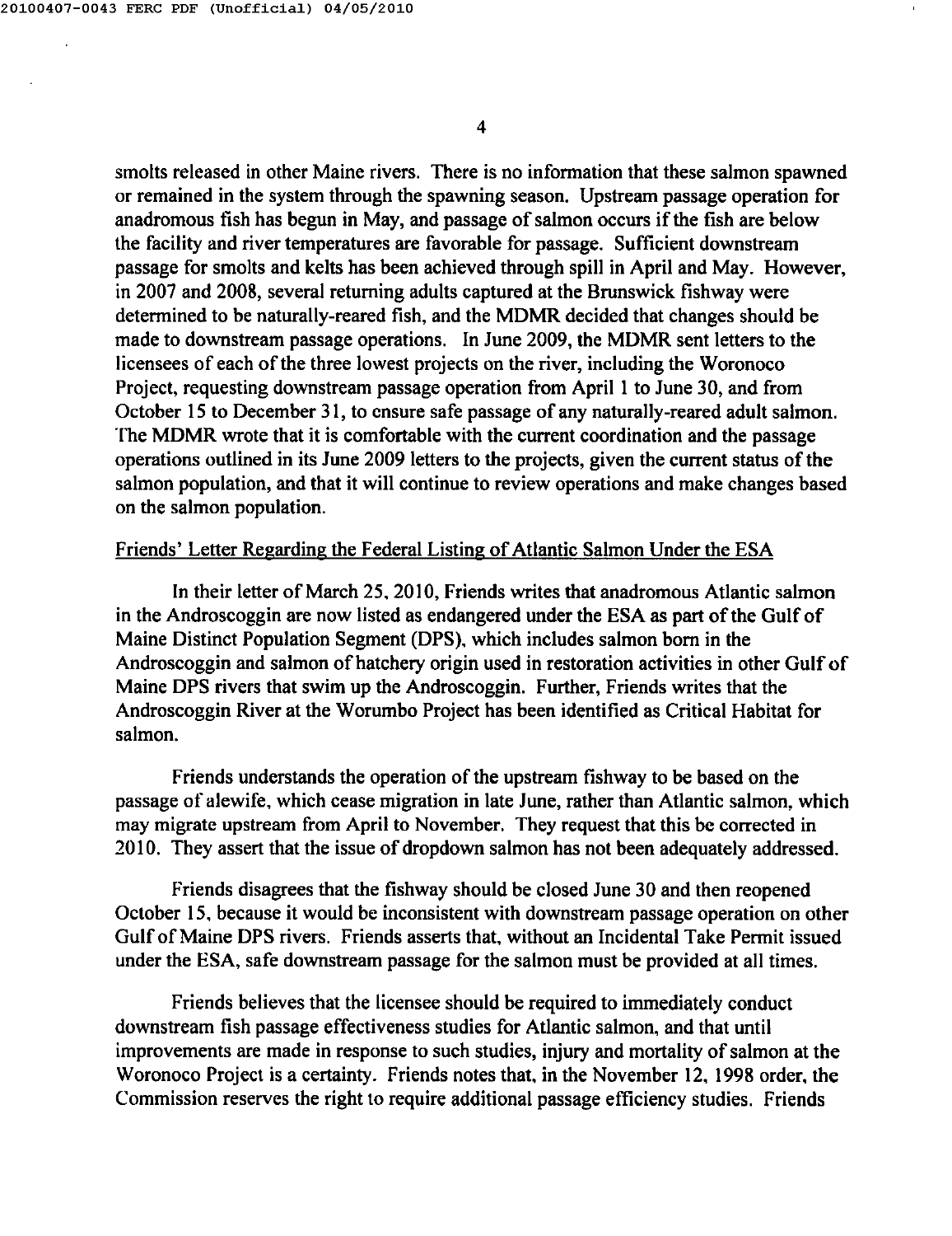smolts released in other Maine rivers. There is no information that these salmon spawned or remained in the system through the spawning season. Upstream passage operation for anadromous fish has begun in May, and passage of salmon occurs if the fish are below the facility and river temperatures are favorable for passage. Sufficient downstream passage for smolts and kelts has been achieved through spill in April and May. However, in 2007 and 2008, several returning adults captured at the Brunswick fishway were determined to be naturally-reared fish, and the MDMR decided that changes should be made to downstream passage operations. In June 2009, the MDMR sent letters to the licensees of each of the three lowest projects on the river, including the Woronoco Project, requesting downstream passage operation from April 1 to June 30, and from October 15 to December 31, to ensure safe passage of any naturally-reared adult salmon. The MDMR wrote that it is comfortable with the current coordination and the passage operations outlined in its June 2009 letters to the projects, given the current status of the salmon population, and that it will continue to review operations and make changes based on the salmon population.

Friends' Letter Regarding the Federal Listing of Atlantic Salmon Under the ESA

In their letter of March 25, 2010, Friends writes that anadromous Atlantic salmon in the Androscoggin are now listed as endangered under the ESA as part of the Gulf of Maine Distinct Population Segment (DPS), which includes salmon born in the Androscoggin and salmon of hatchery origin used in restoration activities in other Gulf of Maine DPS rivers that swim up the Androscoggin. Further, Friends writes that the Androscoggin River at the Worumbo Project has been identified as Critical Habitat for salmon.

Friends understands the operation of the upstream fishway to be based on the passage of alewife, which cease migration in late June, rather than Atlantic salmon, which may migrate upstream from April to November. They request that this be corrected in 2010. They assert that the issue of dropdown salmon has not been adequately addressed.

Friends disagrees that the fishway should be closed June 30 and then reopened October 15, because it would be inconsistent with downstream passage operation on other Gulf of Maine DPS rivers. Friends asserts that, without an Incidental Take Permit issued under the ESA, safe downstream passage for the salmon must be provided at all times.

Friends believes that the licensee should be required to immediately conduct downstream fish passage effectiveness studies for Atlantic salmon, and that until improvements are made in response to such studies, injury and mortality of salmon at the Woronoco Project is a certainty. Friends notes that, in the November 12, 1998 order, the Commission reserves the right to require additional passage efficiency studies. Friends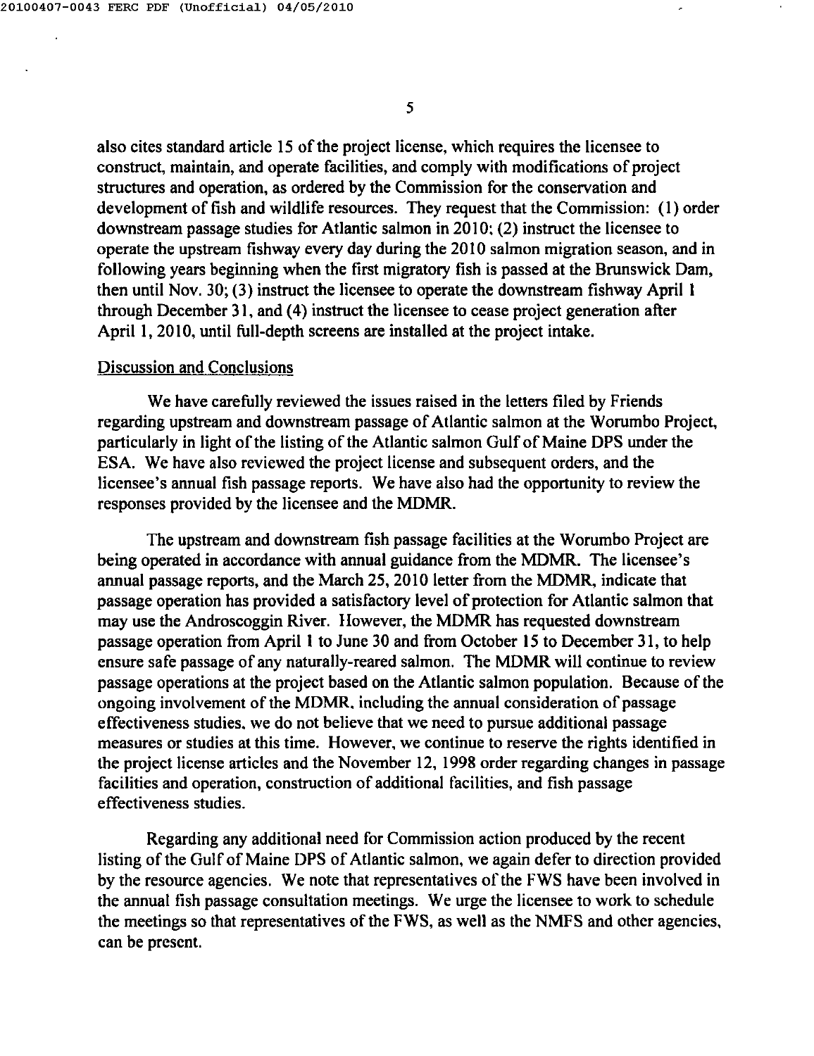also cites standard article 15 of the project license, which requires the licensee to construct, maintain, and operate facilities, and comply with modifications of project structures and operation, as ordered by the Commission for the conservation and development of fish and wildlife resources. They request that the Commission: (1) order downstream passage studies for Atlantic salmon in 2010; (2) instruct the licensee to operate the upstream fishway every day during the 2010 salmon migration season, and in following years beginning when the first migratory fish is passed at the Brunswick Dam, then until Nov. 30; (3) instruct the licensee to operate the downstream fishway April 1 through December 31, and (4) instruct the licensee to cease project generation after April 1, 2010, until full-depth screens are installed at the project intake.

## Discussion and Conclusions

We have carefully reviewed the issues raised in the letters filed by Friends regarding upstream and downstream passage of Atlantic salmon at the Worumbo Project, particularly in light of the listing of the Atlantic salmon Gulf of Maine DPS under the ESA. We have also reviewed the project license and subsequent orders, and the licensee's annual fish passage reports. We have also had the opportunity to review the responses provided by the licensee and the MDMR.

The upstream and downstream fish passage facilities at the Worumbo Project are being operated in accordance with annual guidance from the MDMR. The licensee's annual passage reports, and the March 25, 2010 letter from the MDMR, indicate that passage operation has provided a satisfactory level of protection for Atlantic salmon that may use the Androscoggin River. However, the MDMR has requested downstream passage operation from April 1 to June 30 and from October 15 to December 31, to help ensure safe passage of any naturally-reared salmon. The MDMR will continue to review passage operations at the project based on the Atlantic salmon population. Because of the ongoing involvement of the MDMR, including the annual consideration of passage effectiveness studies, we do not believe that we need to pursue additional passage measures or studies at this time. However, we continue to reserve the rights identified in the project license articles and the November 12, 1998 order regarding changes in passage facilities and operation, construction of additional facilities, and fish passage effectiveness studies.

Regarding any additional need for Commission action produced by the recent listing of the Gulf of Maine DPS of Atlantic salmon, we again defer to direction provided by the resource agencies. We note that representatives of the FWS have been involved in the annual fish passage consultation meetings. We urge the licensee to work to schedule the meetings so that representatives of the FWS, as well as the NMFS and other agencies, can be present.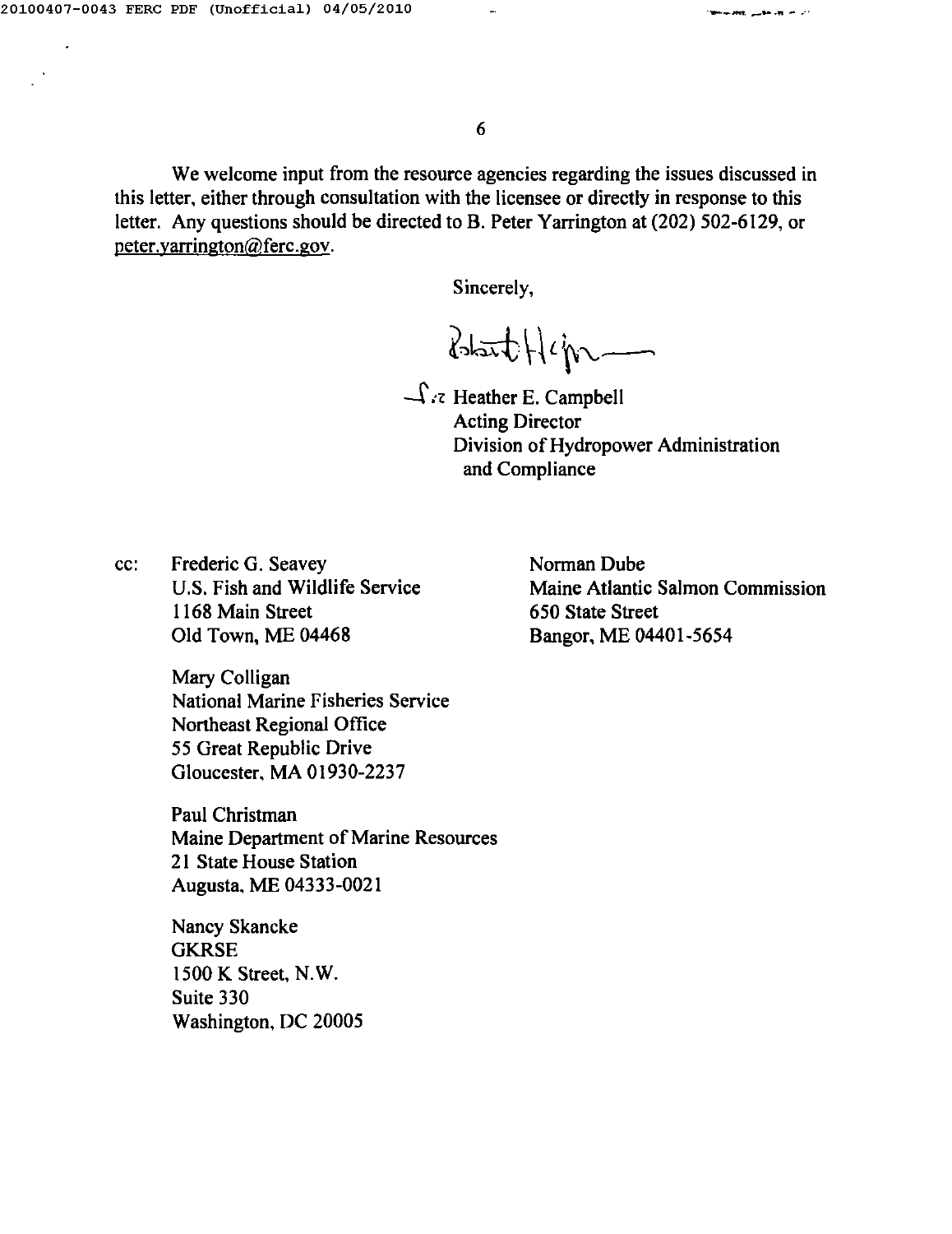We welcome input from the resource agencies regarding the issues discussed in this letter, either through consultation with the licensee or directly in response to this letter. Any questions should be directed to B. Peter Yarrington at (202) 502-6129, or peter.yarrington@ferc.gov.

Sincerely,

for Heather E. Campbell
Acting Director
Division of Hydropower Administration
and Compliance

cc:

Frederic G. Seavey
U.S. Fish and Wildlife Service
1168 Main Street
Old Town, ME 04468

Norman Dube
Maine Atlantic Salmon Commission
650 State Street
Bangor, ME 04401-5654

Mary Colligan
National Marine Fisheries Service
Northeast Regional Office
55 Great Republic Drive
Gloucester, MA 01930-2237

Paul Christman
Maine Department of Marine Resources
21 State House Station
Augusta, ME 04333-0021

Nancy Skancke
GKRSE
1500 K Street, N.W.
Suite 330
Washington, DC 20005